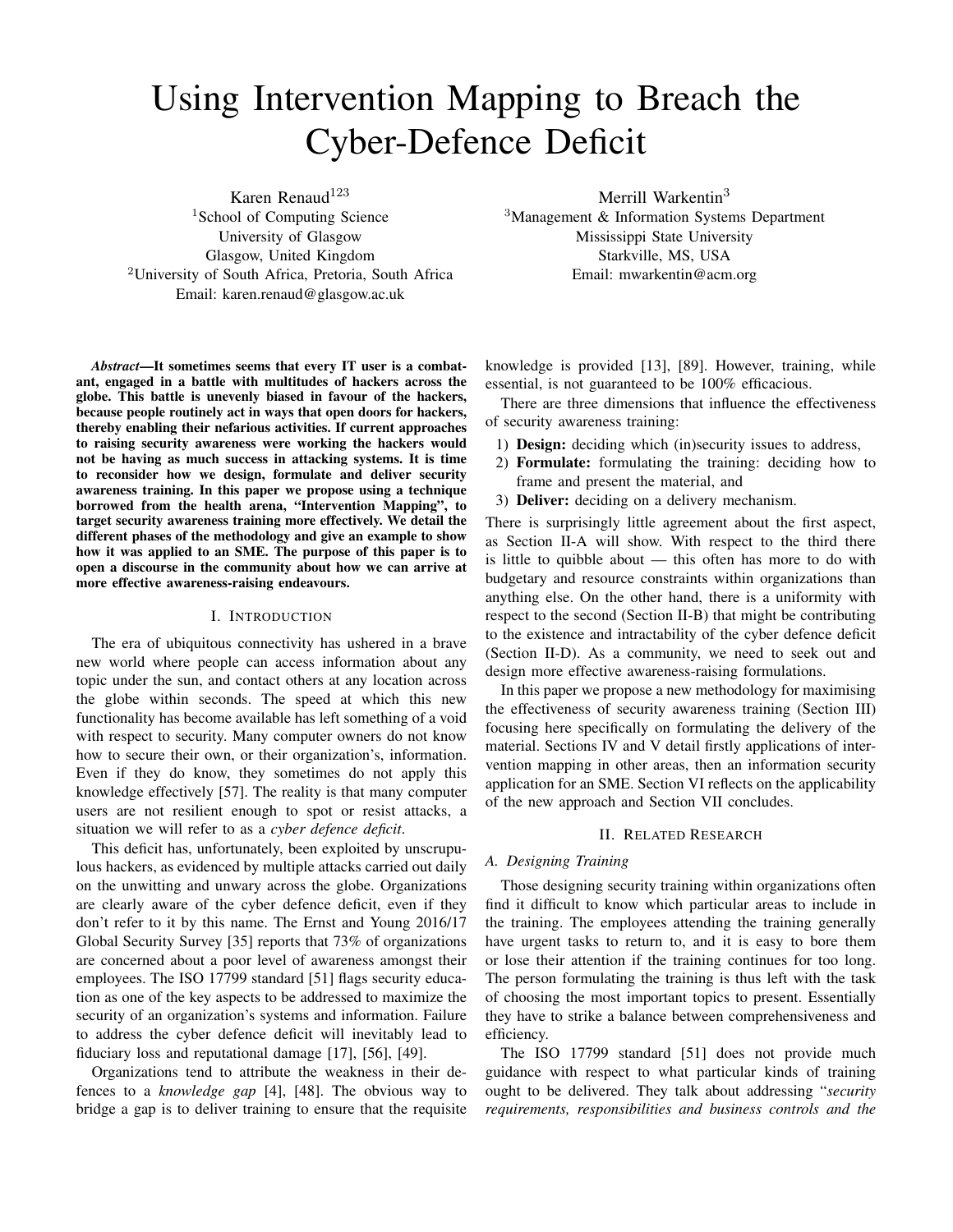# Using Intervention Mapping to Breach the Cyber-Defence Deficit

Karen Renaud[123]
[1]School of Computing Science
University of Glasgow
Glasgow, United Kingdom
[2]University of South Africa, Pretoria, South Africa
Email: karen.renaud@glasgow.ac.uk

Merrill Warkentin[3]
[3]Management & Information Systems Department
Mississippi State University
Starkville, MS, USA
Email: mwarkentin@acm.org

***Abstract*—It sometimes seems that every IT user is a combatant, engaged in a battle with multitudes of hackers across the globe. This battle is unevenly biased in favour of the hackers, because people routinely act in ways that open doors for hackers, thereby enabling their nefarious activities. If current approaches to raising security awareness were working the hackers would not be having as much success in attacking systems. It is time to reconsider how we design, formulate and deliver security awareness training. In this paper we propose using a technique borrowed from the health arena, "Intervention Mapping", to target security awareness training more effectively. We detail the different phases of the methodology and give an example to show how it was applied to an SME. The purpose of this paper is to open a discourse in the community about how we can arrive at more effective awareness-raising endeavours.**

## I. Introduction

The era of ubiquitous connectivity has ushered in a brave new world where people can access information about any topic under the sun, and contact others at any location across the globe within seconds. The speed at which this new functionality has become available has left something of a void with respect to security. Many computer owners do not know how to secure their own, or their organization's, information. Even if they do know, they sometimes do not apply this knowledge effectively [57]. The reality is that many computer users are not resilient enough to spot or resist attacks, a situation we will refer to as a *cyber defence deficit*.

This deficit has, unfortunately, been exploited by unscrupulous hackers, as evidenced by multiple attacks carried out daily on the unwitting and unwary across the globe. Organizations are clearly aware of the cyber defence deficit, even if they don't refer to it by this name. The Ernst and Young 2016/17 Global Security Survey [35] reports that 73% of organizations are concerned about a poor level of awareness amongst their employees. The ISO 17799 standard [51] flags security education as one of the key aspects to be addressed to maximize the security of an organization's systems and information. Failure to address the cyber defence deficit will inevitably lead to fiduciary loss and reputational damage [17], [56], [49].

Organizations tend to attribute the weakness in their defences to a *knowledge gap* [4], [48]. The obvious way to bridge a gap is to deliver training to ensure that the requisite knowledge is provided [13], [89]. However, training, while essential, is not guaranteed to be 100% efficacious.

There are three dimensions that influence the effectiveness of security awareness training:

1) **Design:** deciding which (in)security issues to address,
2) **Formulate:** formulating the training: deciding how to frame and present the material, and
3) **Deliver:** deciding on a delivery mechanism.

There is surprisingly little agreement about the first aspect, as Section II-A will show. With respect to the third there is little to quibble about — this often has more to do with budgetary and resource constraints within organizations than anything else. On the other hand, there is a uniformity with respect to the second (Section II-B) that might be contributing to the existence and intractability of the cyber defence deficit (Section II-D). As a community, we need to seek out and design more effective awareness-raising formulations.

In this paper we propose a new methodology for maximising the effectiveness of security awareness training (Section III) focusing here specifically on formulating the delivery of the material. Sections IV and V detail firstly applications of intervention mapping in other areas, then an information security application for an SME. Section VI reflects on the applicability of the new approach and Section VII concludes.

## II. Related Research

### A. Designing Training

Those designing security training within organizations often find it difficult to know which particular areas to include in the training. The employees attending the training generally have urgent tasks to return to, and it is easy to bore them or lose their attention if the training continues for too long. The person formulating the training is thus left with the task of choosing the most important topics to present. Essentially they have to strike a balance between comprehensiveness and efficiency.

The ISO 17799 standard [51] does not provide much guidance with respect to what particular kinds of training ought to be delivered. They talk about addressing "*security requirements, responsibilities and business controls and the*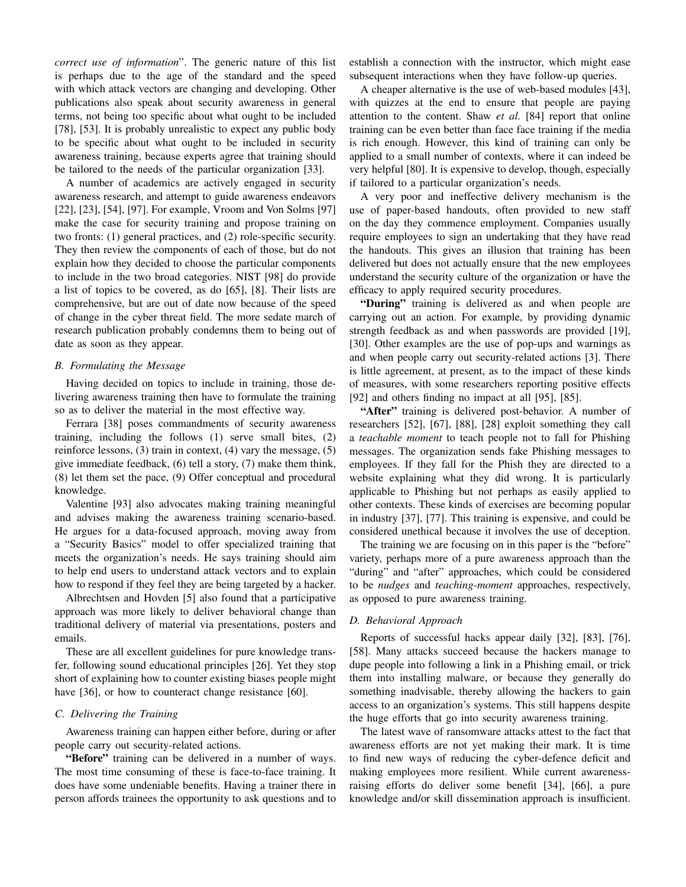*correct use of information*". The generic nature of this list is perhaps due to the age of the standard and the speed with which attack vectors are changing and developing. Other publications also speak about security awareness in general terms, not being too specific about what ought to be included [78], [53]. It is probably unrealistic to expect any public body to be specific about what ought to be included in security awareness training, because experts agree that training should be tailored to the needs of the particular organization [33].

A number of academics are actively engaged in security awareness research, and attempt to guide awareness endeavors [22], [23], [54], [97]. For example, Vroom and Von Solms [97] make the case for security training and propose training on two fronts: (1) general practices, and (2) role-specific security. They then review the components of each of those, but do not explain how they decided to choose the particular components to include in the two broad categories. NIST [98] do provide a list of topics to be covered, as do [65], [8]. Their lists are comprehensive, but are out of date now because of the speed of change in the cyber threat field. The more sedate march of research publication probably condemns them to being out of date as soon as they appear.

### *B. Formulating the Message*

Having decided on topics to include in training, those delivering awareness training then have to formulate the training so as to deliver the material in the most effective way.

Ferrara [38] poses commandments of security awareness training, including the follows (1) serve small bites, (2) reinforce lessons, (3) train in context, (4) vary the message, (5) give immediate feedback, (6) tell a story, (7) make them think, (8) let them set the pace, (9) Offer conceptual and procedural knowledge.

Valentine [93] also advocates making training meaningful and advises making the awareness training scenario-based. He argues for a data-focused approach, moving away from a "Security Basics" model to offer specialized training that meets the organization's needs. He says training should aim to help end users to understand attack vectors and to explain how to respond if they feel they are being targeted by a hacker.

Albrechtsen and Hovden [5] also found that a participative approach was more likely to deliver behavioral change than traditional delivery of material via presentations, posters and emails.

These are all excellent guidelines for pure knowledge transfer, following sound educational principles [26]. Yet they stop short of explaining how to counter existing biases people might have [36], or how to counteract change resistance [60].

### *C. Delivering the Training*

Awareness training can happen either before, during or after people carry out security-related actions.

**"Before"** training can be delivered in a number of ways. The most time consuming of these is face-to-face training. It does have some undeniable benefits. Having a trainer there in person affords trainees the opportunity to ask questions and to establish a connection with the instructor, which might ease subsequent interactions when they have follow-up queries.

A cheaper alternative is the use of web-based modules [43], with quizzes at the end to ensure that people are paying attention to the content. Shaw *et al.* [84] report that online training can be even better than face face training if the media is rich enough. However, this kind of training can only be applied to a small number of contexts, where it can indeed be very helpful [80]. It is expensive to develop, though, especially if tailored to a particular organization's needs.

A very poor and ineffective delivery mechanism is the use of paper-based handouts, often provided to new staff on the day they commence employment. Companies usually require employees to sign an undertaking that they have read the handouts. This gives an illusion that training has been delivered but does not actually ensure that the new employees understand the security culture of the organization or have the efficacy to apply required security procedures.

**"During"** training is delivered as and when people are carrying out an action. For example, by providing dynamic strength feedback as and when passwords are provided [19], [30]. Other examples are the use of pop-ups and warnings as and when people carry out security-related actions [3]. There is little agreement, at present, as to the impact of these kinds of measures, with some researchers reporting positive effects [92] and others finding no impact at all [95], [85].

**"After"** training is delivered post-behavior. A number of researchers [52], [67], [88], [28] exploit something they call a *teachable moment* to teach people not to fall for Phishing messages. The organization sends fake Phishing messages to employees. If they fall for the Phish they are directed to a website explaining what they did wrong. It is particularly applicable to Phishing but not perhaps as easily applied to other contexts. These kinds of exercises are becoming popular in industry [37], [77]. This training is expensive, and could be considered unethical because it involves the use of deception.

The training we are focusing on in this paper is the "before" variety, perhaps more of a pure awareness approach than the "during" and "after" approaches, which could be considered to be *nudges* and *teaching-moment* approaches, respectively, as opposed to pure awareness training.

### *D. Behavioral Approach*

Reports of successful hacks appear daily [32], [83], [76], [58]. Many attacks succeed because the hackers manage to dupe people into following a link in a Phishing email, or trick them into installing malware, or because they generally do something inadvisable, thereby allowing the hackers to gain access to an organization's systems. This still happens despite the huge efforts that go into security awareness training.

The latest wave of ransomware attacks attest to the fact that awareness efforts are not yet making their mark. It is time to find new ways of reducing the cyber-defence deficit and making employees more resilient. While current awareness-raising efforts do deliver some benefit [34], [66], a pure knowledge and/or skill dissemination approach is insufficient.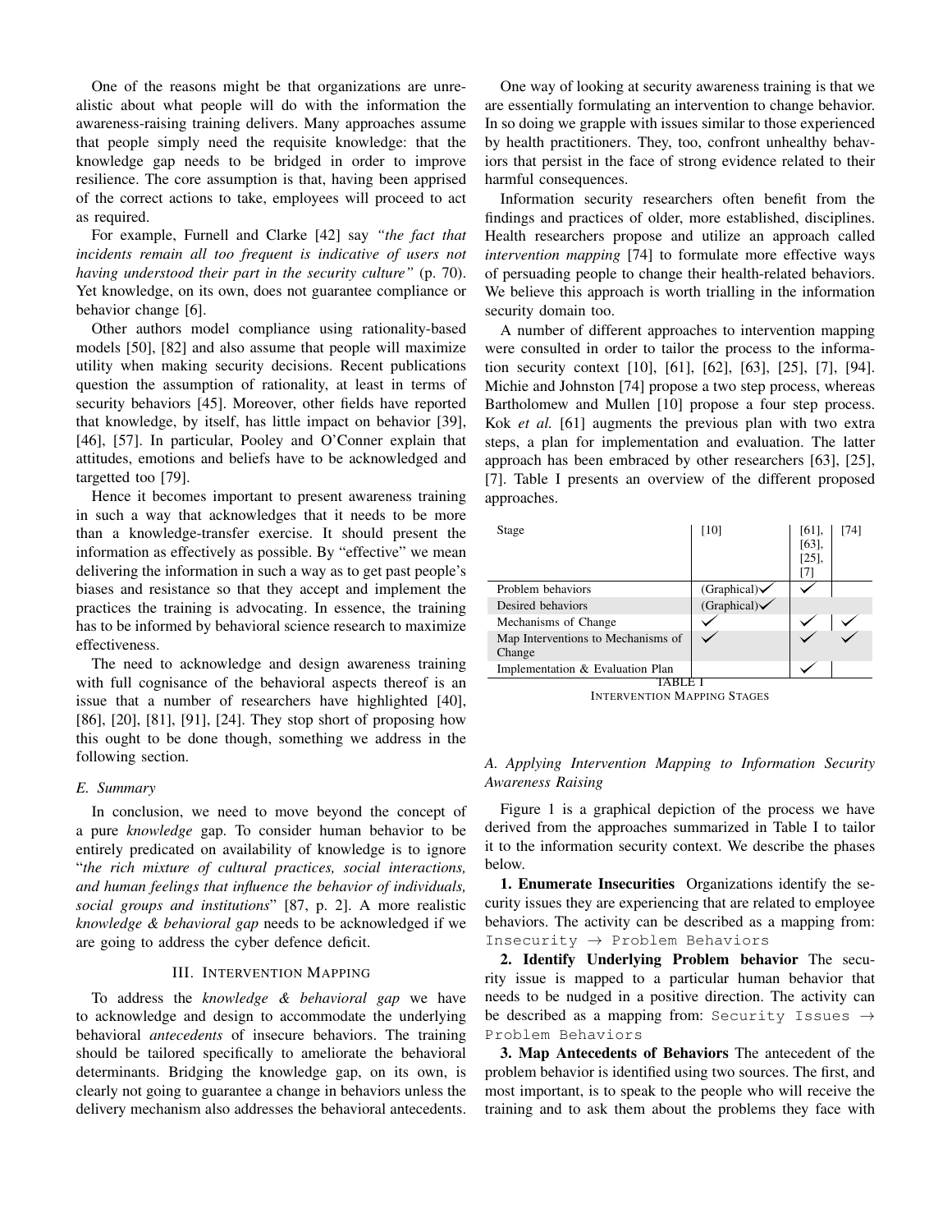One of the reasons might be that organizations are unrealistic about what people will do with the information the awareness-raising training delivers. Many approaches assume that people simply need the requisite knowledge: that the knowledge gap needs to be bridged in order to improve resilience. The core assumption is that, having been apprised of the correct actions to take, employees will proceed to act as required.

For example, Furnell and Clarke [42] say *"the fact that incidents remain all too frequent is indicative of users not having understood their part in the security culture"* (p. 70). Yet knowledge, on its own, does not guarantee compliance or behavior change [6].

Other authors model compliance using rationality-based models [50], [82] and also assume that people will maximize utility when making security decisions. Recent publications question the assumption of rationality, at least in terms of security behaviors [45]. Moreover, other fields have reported that knowledge, by itself, has little impact on behavior [39], [46], [57]. In particular, Pooley and O'Conner explain that attitudes, emotions and beliefs have to be acknowledged and targetted too [79].

Hence it becomes important to present awareness training in such a way that acknowledges that it needs to be more than a knowledge-transfer exercise. It should present the information as effectively as possible. By "effective" we mean delivering the information in such a way as to get past people's biases and resistance so that they accept and implement the practices the training is advocating. In essence, the training has to be informed by behavioral science research to maximize effectiveness.

The need to acknowledge and design awareness training with full cognisance of the behavioral aspects thereof is an issue that a number of researchers have highlighted [40], [86], [20], [81], [91], [24]. They stop short of proposing how this ought to be done though, something we address in the following section.

### E. Summary

In conclusion, we need to move beyond the concept of a pure *knowledge* gap. To consider human behavior to be entirely predicated on availability of knowledge is to ignore "*the rich mixture of cultural practices, social interactions, and human feelings that influence the behavior of individuals, social groups and institutions*" [87, p. 2]. A more realistic *knowledge & behavioral gap* needs to be acknowledged if we are going to address the cyber defence deficit.

## III. Intervention Mapping

To address the *knowledge & behavioral gap* we have to acknowledge and design to accommodate the underlying behavioral *antecedents* of insecure behaviors. The training should be tailored specifically to ameliorate the behavioral determinants. Bridging the knowledge gap, on its own, is clearly not going to guarantee a change in behaviors unless the delivery mechanism also addresses the behavioral antecedents.

One way of looking at security awareness training is that we are essentially formulating an intervention to change behavior. In so doing we grapple with issues similar to those experienced by health practitioners. They, too, confront unhealthy behaviors that persist in the face of strong evidence related to their harmful consequences.

Information security researchers often benefit from the findings and practices of older, more established, disciplines. Health researchers propose and utilize an approach called *intervention mapping* [74] to formulate more effective ways of persuading people to change their health-related behaviors. We believe this approach is worth trialling in the information security domain too.

A number of different approaches to intervention mapping were consulted in order to tailor the process to the information security context [10], [61], [62], [63], [25], [7], [94]. Michie and Johnston [74] propose a two step process, whereas Bartholomew and Mullen [10] propose a four step process. Kok *et al.* [61] augments the previous plan with two extra steps, a plan for implementation and evaluation. The latter approach has been embraced by other researchers [63], [25], [7]. Table I presents an overview of the different proposed approaches.

| Stage | [10] | [61], [63], [25], [7] | [74] |
|---|---|---|---|
| Problem behaviors | (Graphical)✓ | ✓ | |
| Desired behaviors | (Graphical)✓ | | |
| Mechanisms of Change | ✓ | ✓ | ✓ |
| Map Interventions to Mechanisms of Change | ✓ | ✓ | ✓ |
| Implementation & Evaluation Plan | | ✓ | |

TABLE I
INTERVENTION MAPPING STAGES

### A. Applying Intervention Mapping to Information Security Awareness Raising

Figure 1 is a graphical depiction of the process we have derived from the approaches summarized in Table I to tailor it to the information security context. We describe the phases below.

**1. Enumerate Insecurities** Organizations identify the security issues they are experiencing that are related to employee behaviors. The activity can be described as a mapping from: `Insecurity → Problem Behaviors`

**2. Identify Underlying Problem behavior** The security issue is mapped to a particular human behavior that needs to be nudged in a positive direction. The activity can be described as a mapping from: `Security Issues → Problem Behaviors`

**3. Map Antecedents of Behaviors** The antecedent of the problem behavior is identified using two sources. The first, and most important, is to speak to the people who will receive the training and to ask them about the problems they face with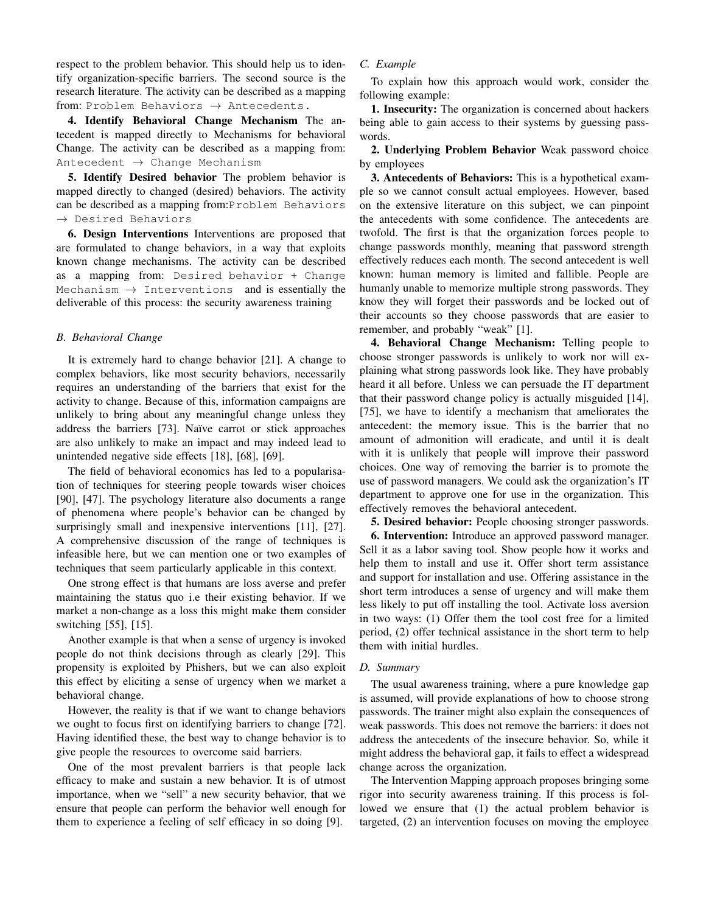respect to the problem behavior. This should help us to identify organization-specific barriers. The second source is the research literature. The activity can be described as a mapping from: `Problem Behaviors → Antecedents.`

**4. Identify Behavioral Change Mechanism** The antecedent is mapped directly to Mechanisms for behavioral Change. The activity can be described as a mapping from: `Antecedent → Change Mechanism`

**5. Identify Desired behavior** The problem behavior is mapped directly to changed (desired) behaviors. The activity can be described as a mapping from:`Problem Behaviors → Desired Behaviors`

**6. Design Interventions** Interventions are proposed that are formulated to change behaviors, in a way that exploits known change mechanisms. The activity can be described as a mapping from: `Desired behavior + Change Mechanism → Interventions` and is essentially the deliverable of this process: the security awareness training

### *B. Behavioral Change*

It is extremely hard to change behavior [21]. A change to complex behaviors, like most security behaviors, necessarily requires an understanding of the barriers that exist for the activity to change. Because of this, information campaigns are unlikely to bring about any meaningful change unless they address the barriers [73]. Naïve carrot or stick approaches are also unlikely to make an impact and may indeed lead to unintended negative side effects [18], [68], [69].

The field of behavioral economics has led to a popularisation of techniques for steering people towards wiser choices [90], [47]. The psychology literature also documents a range of phenomena where people's behavior can be changed by surprisingly small and inexpensive interventions [11], [27]. A comprehensive discussion of the range of techniques is infeasible here, but we can mention one or two examples of techniques that seem particularly applicable in this context.

One strong effect is that humans are loss averse and prefer maintaining the status quo i.e their existing behavior. If we market a non-change as a loss this might make them consider switching [55], [15].

Another example is that when a sense of urgency is invoked people do not think decisions through as clearly [29]. This propensity is exploited by Phishers, but we can also exploit this effect by eliciting a sense of urgency when we market a behavioral change.

However, the reality is that if we want to change behaviors we ought to focus first on identifying barriers to change [72]. Having identified these, the best way to change behavior is to give people the resources to overcome said barriers.

One of the most prevalent barriers is that people lack efficacy to make and sustain a new behavior. It is of utmost importance, when we "sell" a new security behavior, that we ensure that people can perform the behavior well enough for them to experience a feeling of self efficacy in so doing [9].

### *C. Example*

To explain how this approach would work, consider the following example:

**1. Insecurity:** The organization is concerned about hackers being able to gain access to their systems by guessing passwords.

**2. Underlying Problem Behavior** Weak password choice by employees

**3. Antecedents of Behaviors:** This is a hypothetical example so we cannot consult actual employees. However, based on the extensive literature on this subject, we can pinpoint the antecedents with some confidence. The antecedents are twofold. The first is that the organization forces people to change passwords monthly, meaning that password strength effectively reduces each month. The second antecedent is well known: human memory is limited and fallible. People are humanly unable to memorize multiple strong passwords. They know they will forget their passwords and be locked out of their accounts so they choose passwords that are easier to remember, and probably "weak" [1].

**4. Behavioral Change Mechanism:** Telling people to choose stronger passwords is unlikely to work nor will explaining what strong passwords look like. They have probably heard it all before. Unless we can persuade the IT department that their password change policy is actually misguided [14], [75], we have to identify a mechanism that ameliorates the antecedent: the memory issue. This is the barrier that no amount of admonition will eradicate, and until it is dealt with it is unlikely that people will improve their password choices. One way of removing the barrier is to promote the use of password managers. We could ask the organization's IT department to approve one for use in the organization. This effectively removes the behavioral antecedent.

**5. Desired behavior:** People choosing stronger passwords.

**6. Intervention:** Introduce an approved password manager. Sell it as a labor saving tool. Show people how it works and help them to install and use it. Offer short term assistance and support for installation and use. Offering assistance in the short term introduces a sense of urgency and will make them less likely to put off installing the tool. Activate loss aversion in two ways: (1) Offer them the tool cost free for a limited period, (2) offer technical assistance in the short term to help them with initial hurdles.

### *D. Summary*

The usual awareness training, where a pure knowledge gap is assumed, will provide explanations of how to choose strong passwords. The trainer might also explain the consequences of weak passwords. This does not remove the barriers: it does not address the antecedents of the insecure behavior. So, while it might address the behavioral gap, it fails to effect a widespread change across the organization.

The Intervention Mapping approach proposes bringing some rigor into security awareness training. If this process is followed we ensure that (1) the actual problem behavior is targeted, (2) an intervention focuses on moving the employee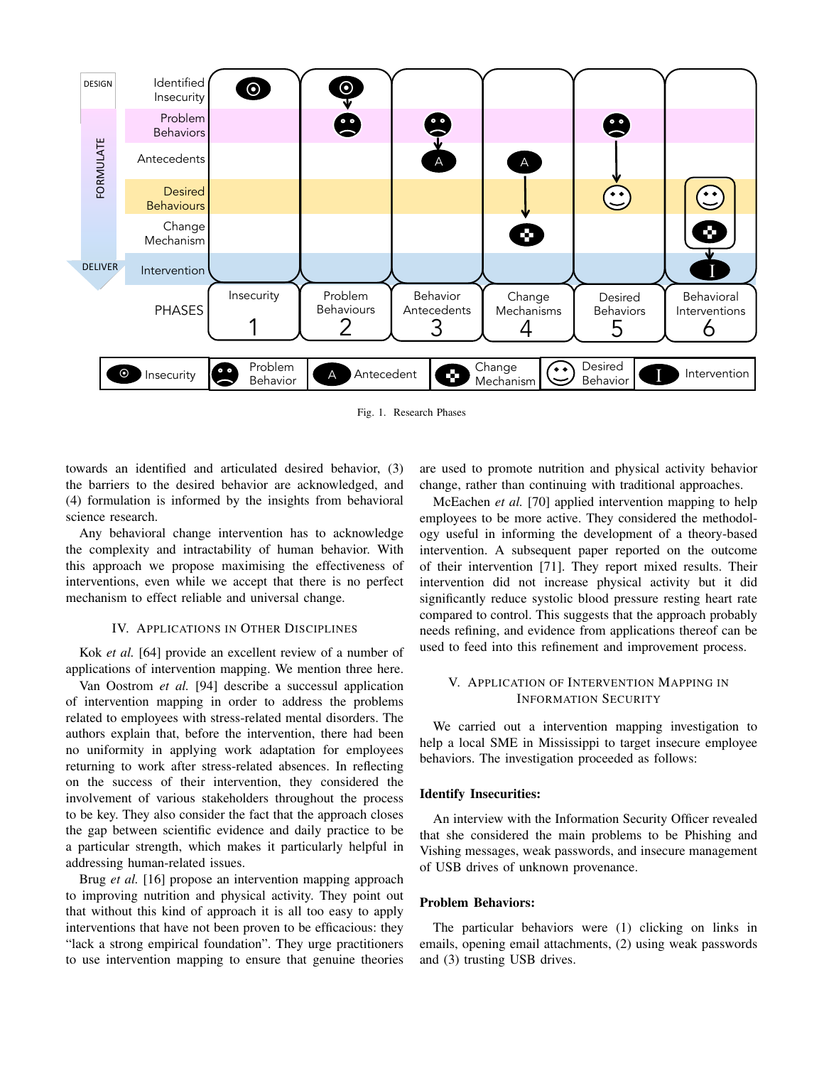Fig. 1. Research Phases

towards an identified and articulated desired behavior, (3) the barriers to the desired behavior are acknowledged, and (4) formulation is informed by the insights from behavioral science research.

Any behavioral change intervention has to acknowledge the complexity and intractability of human behavior. With this approach we propose maximising the effectiveness of interventions, even while we accept that there is no perfect mechanism to effect reliable and universal change.

## IV. Applications in Other Disciplines

Kok *et al.* [64] provide an excellent review of a number of applications of intervention mapping. We mention three here.

Van Oostrom *et al.* [94] describe a successul application of intervention mapping in order to address the problems related to employees with stress-related mental disorders. The authors explain that, before the intervention, there had been no uniformity in applying work adaptation for employees returning to work after stress-related absences. In reflecting on the success of their intervention, they considered the involvement of various stakeholders throughout the process to be key. They also consider the fact that the approach closes the gap between scientific evidence and daily practice to be a particular strength, which makes it particularly helpful in addressing human-related issues.

Brug *et al.* [16] propose an intervention mapping approach to improving nutrition and physical activity. They point out that without this kind of approach it is all too easy to apply interventions that have not been proven to be efficacious: they "lack a strong empirical foundation". They urge practitioners to use intervention mapping to ensure that genuine theories are used to promote nutrition and physical activity behavior change, rather than continuing with traditional approaches.

McEachen *et al.* [70] applied intervention mapping to help employees to be more active. They considered the methodology useful in informing the development of a theory-based intervention. A subsequent paper reported on the outcome of their intervention [71]. They report mixed results. Their intervention did not increase physical activity but it did significantly reduce systolic blood pressure resting heart rate compared to control. This suggests that the approach probably needs refining, and evidence from applications thereof can be used to feed into this refinement and improvement process.

## V. Application of Intervention Mapping in Information Security

We carried out a intervention mapping investigation to help a local SME in Mississippi to target insecure employee behaviors. The investigation proceeded as follows:

**Identify Insecurities:**

An interview with the Information Security Officer revealed that she considered the main problems to be Phishing and Vishing messages, weak passwords, and insecure management of USB drives of unknown provenance.

**Problem Behaviors:**

The particular behaviors were (1) clicking on links in emails, opening email attachments, (2) using weak passwords and (3) trusting USB drives.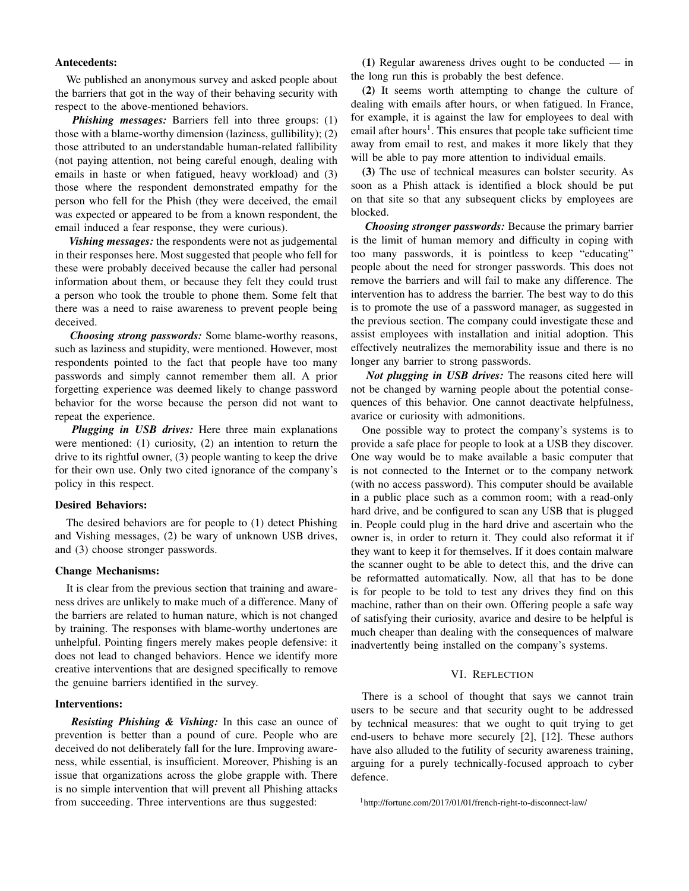**Antecedents:**

We published an anonymous survey and asked people about the barriers that got in the way of their behaving security with respect to the above-mentioned behaviors.

***Phishing messages:*** Barriers fell into three groups: (1) those with a blame-worthy dimension (laziness, gullibility); (2) those attributed to an understandable human-related fallibility (not paying attention, not being careful enough, dealing with emails in haste or when fatigued, heavy workload) and (3) those where the respondent demonstrated empathy for the person who fell for the Phish (they were deceived, the email was expected or appeared to be from a known respondent, the email induced a fear response, they were curious).

***Vishing messages:*** the respondents were not as judgemental in their responses here. Most suggested that people who fell for these were probably deceived because the caller had personal information about them, or because they felt they could trust a person who took the trouble to phone them. Some felt that there was a need to raise awareness to prevent people being deceived.

***Choosing strong passwords:*** Some blame-worthy reasons, such as laziness and stupidity, were mentioned. However, most respondents pointed to the fact that people have too many passwords and simply cannot remember them all. A prior forgetting experience was deemed likely to change password behavior for the worse because the person did not want to repeat the experience.

***Plugging in USB drives:*** Here three main explanations were mentioned: (1) curiosity, (2) an intention to return the drive to its rightful owner, (3) people wanting to keep the drive for their own use. Only two cited ignorance of the company's policy in this respect.

**Desired Behaviors:**

The desired behaviors are for people to (1) detect Phishing and Vishing messages, (2) be wary of unknown USB drives, and (3) choose stronger passwords.

**Change Mechanisms:**

It is clear from the previous section that training and awareness drives are unlikely to make much of a difference. Many of the barriers are related to human nature, which is not changed by training. The responses with blame-worthy undertones are unhelpful. Pointing fingers merely makes people defensive: it does not lead to changed behaviors. Hence we identify more creative interventions that are designed specifically to remove the genuine barriers identified in the survey.

**Interventions:**

***Resisting Phishing & Vishing:*** In this case an ounce of prevention is better than a pound of cure. People who are deceived do not deliberately fall for the lure. Improving awareness, while essential, is insufficient. Moreover, Phishing is an issue that organizations across the globe grapple with. There is no simple intervention that will prevent all Phishing attacks from succeeding. Three interventions are thus suggested:

**(1)** Regular awareness drives ought to be conducted — in the long run this is probably the best defence.

**(2)** It seems worth attempting to change the culture of dealing with emails after hours, or when fatigued. In France, for example, it is against the law for employees to deal with email after hours[1]. This ensures that people take sufficient time away from email to rest, and makes it more likely that they will be able to pay more attention to individual emails.

**(3)** The use of technical measures can bolster security. As soon as a Phish attack is identified a block should be put on that site so that any subsequent clicks by employees are blocked.

***Choosing stronger passwords:*** Because the primary barrier is the limit of human memory and difficulty in coping with too many passwords, it is pointless to keep "educating" people about the need for stronger passwords. This does not remove the barriers and will fail to make any difference. The intervention has to address the barrier. The best way to do this is to promote the use of a password manager, as suggested in the previous section. The company could investigate these and assist employees with installation and initial adoption. This effectively neutralizes the memorability issue and there is no longer any barrier to strong passwords.

***Not plugging in USB drives:*** The reasons cited here will not be changed by warning people about the potential consequences of this behavior. One cannot deactivate helpfulness, avarice or curiosity with admonitions.

One possible way to protect the company's systems is to provide a safe place for people to look at a USB they discover. One way would be to make available a basic computer that is not connected to the Internet or to the company network (with no access password). This computer should be available in a public place such as a common room; with a read-only hard drive, and be configured to scan any USB that is plugged in. People could plug in the hard drive and ascertain who the owner is, in order to return it. They could also reformat it if they want to keep it for themselves. If it does contain malware the scanner ought to be able to detect this, and the drive can be reformatted automatically. Now, all that has to be done is for people to be told to test any drives they find on this machine, rather than on their own. Offering people a safe way of satisfying their curiosity, avarice and desire to be helpful is much cheaper than dealing with the consequences of malware inadvertently being installed on the company's systems.

## VI. Reflection

There is a school of thought that says we cannot train users to be secure and that security ought to be addressed by technical measures: that we ought to quit trying to get end-users to behave more securely [2], [12]. These authors have also alluded to the futility of security awareness training, arguing for a purely technically-focused approach to cyber defence.

[1] http://fortune.com/2017/01/01/french-right-to-disconnect-law/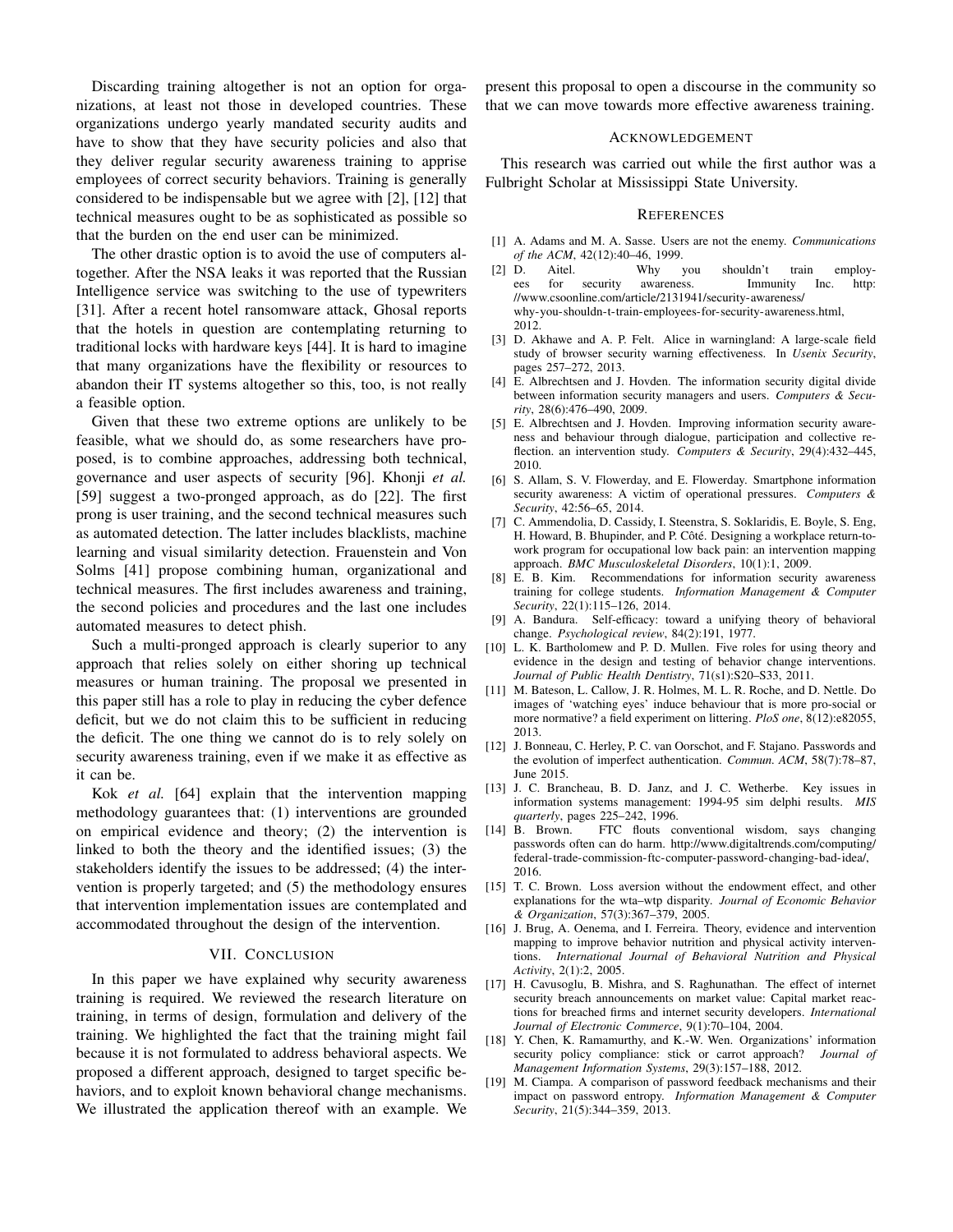Discarding training altogether is not an option for organizations, at least not those in developed countries. These organizations undergo yearly mandated security audits and have to show that they have security policies and also that they deliver regular security awareness training to apprise employees of correct security behaviors. Training is generally considered to be indispensable but we agree with [2], [12] that technical measures ought to be as sophisticated as possible so that the burden on the end user can be minimized.

The other drastic option is to avoid the use of computers altogether. After the NSA leaks it was reported that the Russian Intelligence service was switching to the use of typewriters [31]. After a recent hotel ransomware attack, Ghosal reports that the hotels in question are contemplating returning to traditional locks with hardware keys [44]. It is hard to imagine that many organizations have the flexibility or resources to abandon their IT systems altogether so this, too, is not really a feasible option.

Given that these two extreme options are unlikely to be feasible, what we should do, as some researchers have proposed, is to combine approaches, addressing both technical, governance and user aspects of security [96]. Khonji *et al.* [59] suggest a two-pronged approach, as do [22]. The first prong is user training, and the second technical measures such as automated detection. The latter includes blacklists, machine learning and visual similarity detection. Frauenstein and Von Solms [41] propose combining human, organizational and technical measures. The first includes awareness and training, the second policies and procedures and the last one includes automated measures to detect phish.

Such a multi-pronged approach is clearly superior to any approach that relies solely on either shoring up technical measures or human training. The proposal we presented in this paper still has a role to play in reducing the cyber defence deficit, but we do not claim this to be sufficient in reducing the deficit. The one thing we cannot do is to rely solely on security awareness training, even if we make it as effective as it can be.

Kok *et al.* [64] explain that the intervention mapping methodology guarantees that: (1) interventions are grounded on empirical evidence and theory; (2) the intervention is linked to both the theory and the identified issues; (3) the stakeholders identify the issues to be addressed; (4) the intervention is properly targeted; and (5) the methodology ensures that intervention implementation issues are contemplated and accommodated throughout the design of the intervention.

## VII. Conclusion

In this paper we have explained why security awareness training is required. We reviewed the research literature on training, in terms of design, formulation and delivery of the training. We highlighted the fact that the training might fail because it is not formulated to address behavioral aspects. We proposed a different approach, designed to target specific behaviors, and to exploit known behavioral change mechanisms. We illustrated the application thereof with an example. We present this proposal to open a discourse in the community so that we can move towards more effective awareness training.

## Acknowledgement

This research was carried out while the first author was a Fulbright Scholar at Mississippi State University.

## References

[1] A. Adams and M. A. Sasse. Users are not the enemy. *Communications of the ACM*, 42(12):40–46, 1999.

[2] D. Aitel. Why you shouldn't train employees for security awareness. Immunity Inc. http://www.csoonline.com/article/2131941/security-awareness/why-you-shouldn-t-train-employees-for-security-awareness.html, 2012.

[3] D. Akhawe and A. P. Felt. Alice in warningland: A large-scale field study of browser security warning effectiveness. In *Usenix Security*, pages 257–272, 2013.

[4] E. Albrechtsen and J. Hovden. The information security digital divide between information security managers and users. *Computers & Security*, 28(6):476–490, 2009.

[5] E. Albrechtsen and J. Hovden. Improving information security awareness and behaviour through dialogue, participation and collective reflection. an intervention study. *Computers & Security*, 29(4):432–445, 2010.

[6] S. Allam, S. V. Flowerday, and E. Flowerday. Smartphone information security awareness: A victim of operational pressures. *Computers & Security*, 42:56–65, 2014.

[7] C. Ammendolia, D. Cassidy, I. Steenstra, S. Soklaridis, E. Boyle, S. Eng, H. Howard, B. Bhupinder, and P. Côté. Designing a workplace return-to-work program for occupational low back pain: an intervention mapping approach. *BMC Musculoskeletal Disorders*, 10(1):1, 2009.

[8] E. B. Kim. Recommendations for information security awareness training for college students. *Information Management & Computer Security*, 22(1):115–126, 2014.

[9] A. Bandura. Self-efficacy: toward a unifying theory of behavioral change. *Psychological review*, 84(2):191, 1977.

[10] L. K. Bartholomew and P. D. Mullen. Five roles for using theory and evidence in the design and testing of behavior change interventions. *Journal of Public Health Dentistry*, 71(s1):S20–S33, 2011.

[11] M. Bateson, L. Callow, J. R. Holmes, M. L. R. Roche, and D. Nettle. Do images of 'watching eyes' induce behaviour that is more pro-social or more normative? a field experiment on littering. *PloS one*, 8(12):e82055, 2013.

[12] J. Bonneau, C. Herley, P. C. van Oorschot, and F. Stajano. Passwords and the evolution of imperfect authentication. *Commun. ACM*, 58(7):78–87, June 2015.

[13] J. C. Brancheau, B. D. Janz, and J. C. Wetherbe. Key issues in information systems management: 1994-95 sim delphi results. *MIS quarterly*, pages 225–242, 1996.

[14] B. Brown. FTC flouts conventional wisdom, says changing passwords often can do harm. http://www.digitaltrends.com/computing/federal-trade-commission-ftc-computer-password-changing-bad-idea/, 2016.

[15] T. C. Brown. Loss aversion without the endowment effect, and other explanations for the wta–wtp disparity. *Journal of Economic Behavior & Organization*, 57(3):367–379, 2005.

[16] J. Brug, A. Oenema, and I. Ferreira. Theory, evidence and intervention mapping to improve behavior nutrition and physical activity interventions. *International Journal of Behavioral Nutrition and Physical Activity*, 2(1):2, 2005.

[17] H. Cavusoglu, B. Mishra, and S. Raghunathan. The effect of internet security breach announcements on market value: Capital market reactions for breached firms and internet security developers. *International Journal of Electronic Commerce*, 9(1):70–104, 2004.

[18] Y. Chen, K. Ramamurthy, and K.-W. Wen. Organizations' information security policy compliance: stick or carrot approach? *Journal of Management Information Systems*, 29(3):157–188, 2012.

[19] M. Ciampa. A comparison of password feedback mechanisms and their impact on password entropy. *Information Management & Computer Security*, 21(5):344–359, 2013.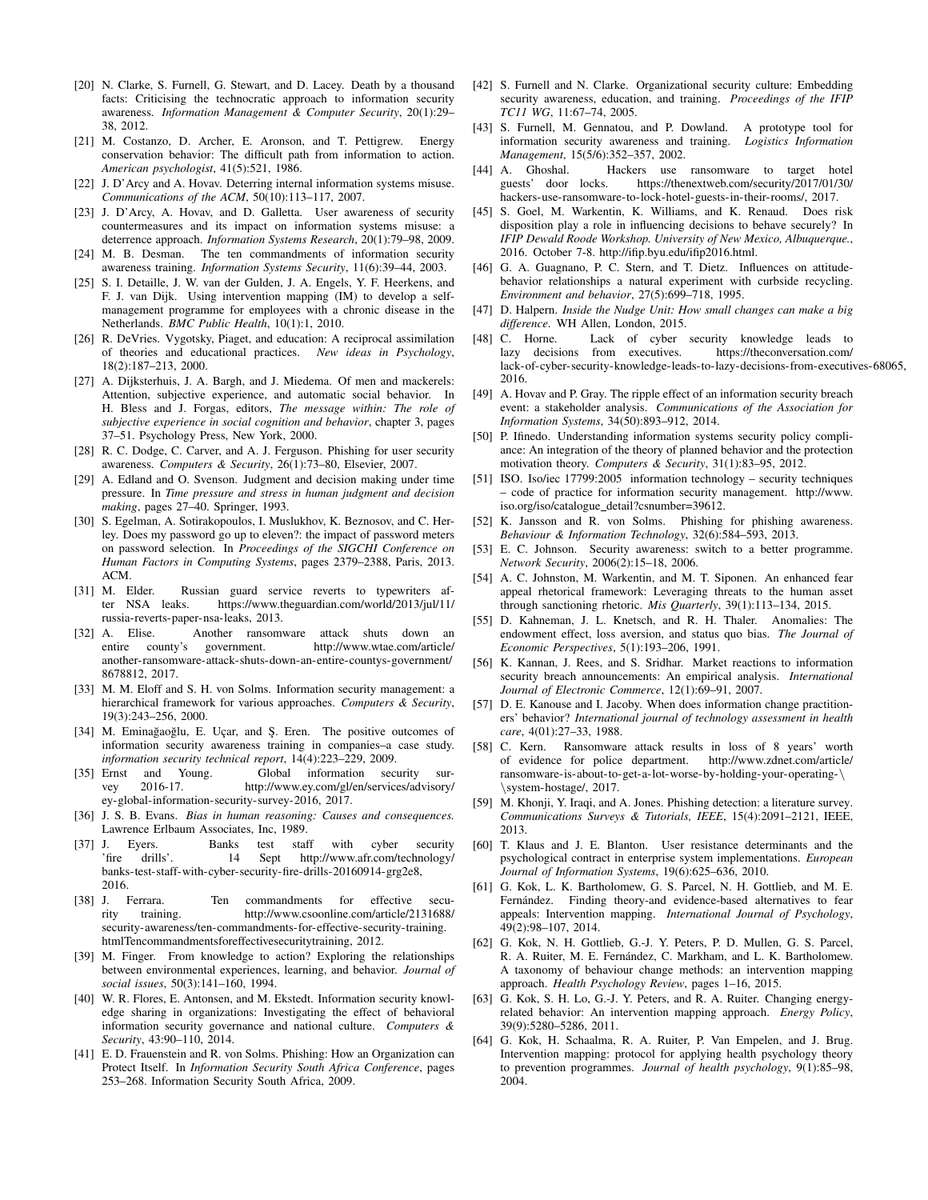[20] N. Clarke, S. Furnell, G. Stewart, and D. Lacey. Death by a thousand facts: Criticising the technocratic approach to information security awareness. *Information Management & Computer Security*, 20(1):29–38, 2012.

[21] M. Costanzo, D. Archer, E. Aronson, and T. Pettigrew. Energy conservation behavior: The difficult path from information to action. *American psychologist*, 41(5):521, 1986.

[22] J. D'Arcy and A. Hovav. Deterring internal information systems misuse. *Communications of the ACM*, 50(10):113–117, 2007.

[23] J. D'Arcy, A. Hovav, and D. Galletta. User awareness of security countermeasures and its impact on information systems misuse: a deterrence approach. *Information Systems Research*, 20(1):79–98, 2009.

[24] M. B. Desman. The ten commandments of information security awareness training. *Information Systems Security*, 11(6):39–44, 2003.

[25] S. I. Detaille, J. W. van der Gulden, J. A. Engels, Y. F. Heerkens, and F. J. van Dijk. Using intervention mapping (IM) to develop a self-management programme for employees with a chronic disease in the Netherlands. *BMC Public Health*, 10(1):1, 2010.

[26] R. DeVries. Vygotsky, Piaget, and education: A reciprocal assimilation of theories and educational practices. *New ideas in Psychology*, 18(2):187–213, 2000.

[27] A. Dijksterhuis, J. A. Bargh, and J. Miedema. Of men and mackerels: Attention, subjective experience, and automatic social behavior. In H. Bless and J. Forgas, editors, *The message within: The role of subjective experience in social cognition and behavior*, chapter 3, pages 37–51. Psychology Press, New York, 2000.

[28] R. C. Dodge, C. Carver, and A. J. Ferguson. Phishing for user security awareness. *Computers & Security*, 26(1):73–80, Elsevier, 2007.

[29] A. Edland and O. Svenson. Judgment and decision making under time pressure. In *Time pressure and stress in human judgment and decision making*, pages 27–40. Springer, 1993.

[30] S. Egelman, A. Sotirakopoulos, I. Muslukhov, K. Beznosov, and C. Herley. Does my password go up to eleven?: the impact of password meters on password selection. In *Proceedings of the SIGCHI Conference on Human Factors in Computing Systems*, pages 2379–2388, Paris, 2013. ACM.

[31] M. Elder. Russian guard service reverts to typewriters after NSA leaks. https://www.theguardian.com/world/2013/jul/11/russia-reverts-paper-nsa-leaks, 2013.

[32] A. Elise. Another ransomware attack shuts down an entire county's government. http://www.wtae.com/article/another-ransomware-attack-shuts-down-an-entire-countys-government/8678812, 2017.

[33] M. M. Eloff and S. H. von Solms. Information security management: a hierarchical framework for various approaches. *Computers & Security*, 19(3):243–256, 2000.

[34] M. Eminağaoğlu, E. Uçar, and Ş. Eren. The positive outcomes of information security awareness training in companies–a case study. *information security technical report*, 14(4):223–229, 2009.

[35] Ernst and Young. Global information security survey 2016-17. http://www.ey.com/gl/en/services/advisory/ey-global-information-security-survey-2016, 2017.

[36] J. S. B. Evans. *Bias in human reasoning: Causes and consequences.* Lawrence Erlbaum Associates, Inc, 1989.

[37] J. Eyers. Banks test staff with cyber security 'fire drills'. 14 Sept http://www.afr.com/technology/banks-test-staff-with-cyber-security-fire-drills-20160914-grg2e8, 2016.

[38] J. Ferrara. Ten commandments for effective security training. http://www.csoonline.com/article/2131688/security-awareness/ten-commandments-for-effective-security-training.htmlTencommandmentsforeffectivesecuritytraining, 2012.

[39] M. Finger. From knowledge to action? Exploring the relationships between environmental experiences, learning, and behavior. *Journal of social issues*, 50(3):141–160, 1994.

[40] W. R. Flores, E. Antonsen, and M. Ekstedt. Information security knowledge sharing in organizations: Investigating the effect of behavioral information security governance and national culture. *Computers & Security*, 43:90–110, 2014.

[41] E. D. Frauenstein and R. von Solms. Phishing: How an Organization can Protect Itself. In *Information Security South Africa Conference*, pages 253–268. Information Security South Africa, 2009.

[42] S. Furnell and N. Clarke. Organizational security culture: Embedding security awareness, education, and training. *Proceedings of the IFIP TC11 WG*, 11:67–74, 2005.

[43] S. Furnell, M. Gennatou, and P. Dowland. A prototype tool for information security awareness and training. *Logistics Information Management*, 15(5/6):352–357, 2002.

[44] A. Ghoshal. Hackers use ransomware to target hotel guests' door locks. https://thenextweb.com/security/2017/01/30/hackers-use-ransomware-to-lock-hotel-guests-in-their-rooms/, 2017.

[45] S. Goel, M. Warkentin, K. Williams, and K. Renaud. Does risk disposition play a role in influencing decisions to behave securely? In *IFIP Dewald Roode Workshop. University of New Mexico, Albuquerque.*, 2016. October 7-8. http://ifip.byu.edu/ifip2016.html.

[46] G. A. Guagnano, P. C. Stern, and T. Dietz. Influences on attitude-behavior relationships a natural experiment with curbside recycling. *Environment and behavior*, 27(5):699–718, 1995.

[47] D. Halpern. *Inside the Nudge Unit: How small changes can make a big difference*. WH Allen, London, 2015.

[48] C. Horne. Lack of cyber security knowledge leads to lazy decisions from executives. https://theconversation.com/lack-of-cyber-security-knowledge-leads-to-lazy-decisions-from-executives-68065, 2016.

[49] A. Hovav and P. Gray. The ripple effect of an information security breach event: a stakeholder analysis. *Communications of the Association for Information Systems*, 34(50):893–912, 2014.

[50] P. Ifinedo. Understanding information systems security policy compliance: An integration of the theory of planned behavior and the protection motivation theory. *Computers & Security*, 31(1):83–95, 2012.

[51] ISO. Iso/iec 17799:2005 information technology – security techniques – code of practice for information security management. http://www.iso.org/iso/catalogue_detail?csnumber=39612.

[52] K. Jansson and R. von Solms. Phishing for phishing awareness. *Behaviour & Information Technology*, 32(6):584–593, 2013.

[53] E. C. Johnson. Security awareness: switch to a better programme. *Network Security*, 2006(2):15–18, 2006.

[54] A. C. Johnston, M. Warkentin, and M. T. Siponen. An enhanced fear appeal rhetorical framework: Leveraging threats to the human asset through sanctioning rhetoric. *Mis Quarterly*, 39(1):113–134, 2015.

[55] D. Kahneman, J. L. Knetsch, and R. H. Thaler. Anomalies: The endowment effect, loss aversion, and status quo bias. *The Journal of Economic Perspectives*, 5(1):193–206, 1991.

[56] K. Kannan, J. Rees, and S. Sridhar. Market reactions to information security breach announcements: An empirical analysis. *International Journal of Electronic Commerce*, 12(1):69–91, 2007.

[57] D. E. Kanouse and I. Jacoby. When does information change practitioners' behavior? *International journal of technology assessment in health care*, 4(01):27–33, 1988.

[58] C. Kern. Ransomware attack results in loss of 8 years' worth of evidence for police department. http://www.zdnet.com/article/ransomware-is-about-to-get-a-lot-worse-by-holding-your-operating-\\system-hostage/, 2017.

[59] M. Khonji, Y. Iraqi, and A. Jones. Phishing detection: a literature survey. *Communications Surveys & Tutorials, IEEE*, 15(4):2091–2121, IEEE, 2013.

[60] T. Klaus and J. E. Blanton. User resistance determinants and the psychological contract in enterprise system implementations. *European Journal of Information Systems*, 19(6):625–636, 2010.

[61] G. Kok, L. K. Bartholomew, G. S. Parcel, N. H. Gottlieb, and M. E. Fernández. Finding theory-and evidence-based alternatives to fear appeals: Intervention mapping. *International Journal of Psychology*, 49(2):98–107, 2014.

[62] G. Kok, N. H. Gottlieb, G.-J. Y. Peters, P. D. Mullen, G. S. Parcel, R. A. Ruiter, M. E. Fernández, C. Markham, and L. K. Bartholomew. A taxonomy of behaviour change methods: an intervention mapping approach. *Health Psychology Review*, pages 1–16, 2015.

[63] G. Kok, S. H. Lo, G.-J. Y. Peters, and R. A. Ruiter. Changing energy-related behavior: An intervention mapping approach. *Energy Policy*, 39(9):5280–5286, 2011.

[64] G. Kok, H. Schaalma, R. A. Ruiter, P. Van Empelen, and J. Brug. Intervention mapping: protocol for applying health psychology theory to prevention programmes. *Journal of health psychology*, 9(1):85–98, 2004.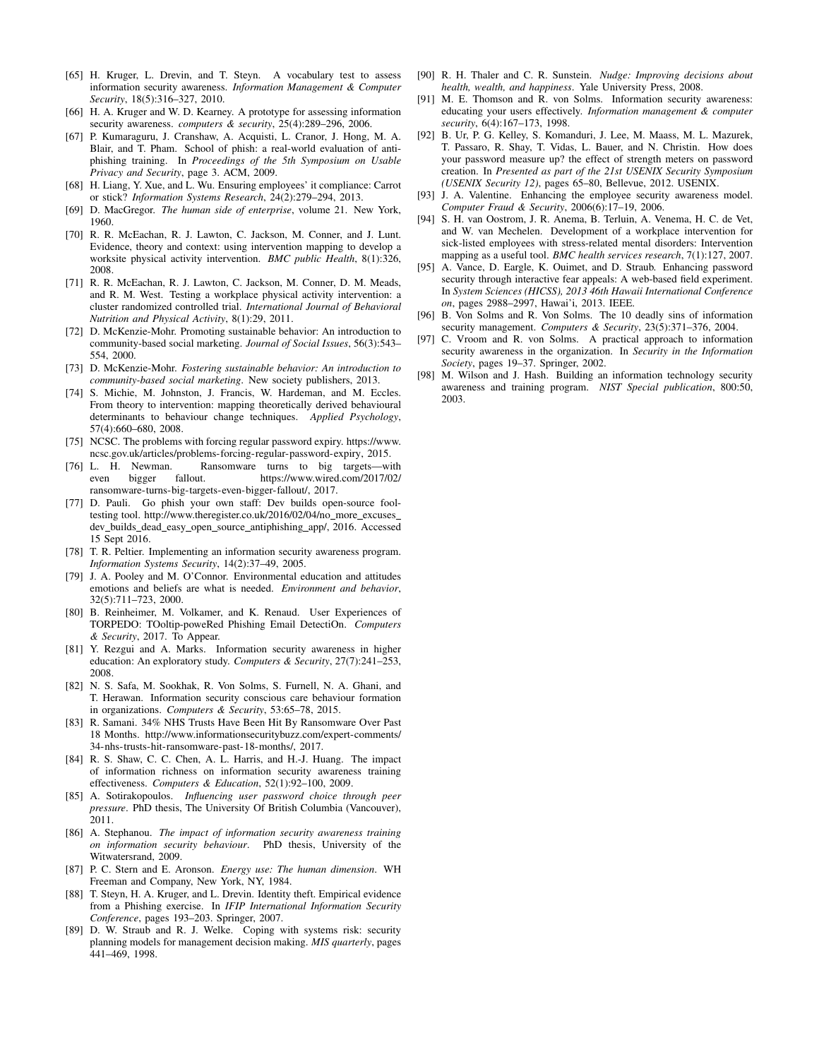[65] H. Kruger, L. Drevin, and T. Steyn. A vocabulary test to assess information security awareness. *Information Management & Computer Security*, 18(5):316–327, 2010.

[66] H. A. Kruger and W. D. Kearney. A prototype for assessing information security awareness. *computers & security*, 25(4):289–296, 2006.

[67] P. Kumaraguru, J. Cranshaw, A. Acquisti, L. Cranor, J. Hong, M. A. Blair, and T. Pham. School of phish: a real-world evaluation of anti-phishing training. In *Proceedings of the 5th Symposium on Usable Privacy and Security*, page 3. ACM, 2009.

[68] H. Liang, Y. Xue, and L. Wu. Ensuring employees' it compliance: Carrot or stick? *Information Systems Research*, 24(2):279–294, 2013.

[69] D. MacGregor. *The human side of enterprise*, volume 21. New York, 1960.

[70] R. R. McEachan, R. J. Lawton, C. Jackson, M. Conner, and J. Lunt. Evidence, theory and context: using intervention mapping to develop a worksite physical activity intervention. *BMC public Health*, 8(1):326, 2008.

[71] R. R. McEachan, R. J. Lawton, C. Jackson, M. Conner, D. M. Meads, and R. M. West. Testing a workplace physical activity intervention: a cluster randomized controlled trial. *International Journal of Behavioral Nutrition and Physical Activity*, 8(1):29, 2011.

[72] D. McKenzie-Mohr. Promoting sustainable behavior: An introduction to community-based social marketing. *Journal of Social Issues*, 56(3):543–554, 2000.

[73] D. McKenzie-Mohr. *Fostering sustainable behavior: An introduction to community-based social marketing*. New society publishers, 2013.

[74] S. Michie, M. Johnston, J. Francis, W. Hardeman, and M. Eccles. From theory to intervention: mapping theoretically derived behavioural determinants to behaviour change techniques. *Applied Psychology*, 57(4):660–680, 2008.

[75] NCSC. The problems with forcing regular password expiry. https://www.ncsc.gov.uk/articles/problems-forcing-regular-password-expiry, 2015.

[76] L. H. Newman. Ransomware turns to big targets—with even bigger fallout. https://www.wired.com/2017/02/ransomware-turns-big-targets-even-bigger-fallout/, 2017.

[77] D. Pauli. Go phish your own staff: Dev builds open-source fool-testing tool. http://www.theregister.co.uk/2016/02/04/no_more_excuses_dev_builds_dead_easy_open_source_antiphishing_app/, 2016. Accessed 15 Sept 2016.

[78] T. R. Peltier. Implementing an information security awareness program. *Information Systems Security*, 14(2):37–49, 2005.

[79] J. A. Pooley and M. O'Connor. Environmental education and attitudes emotions and beliefs are what is needed. *Environment and behavior*, 32(5):711–723, 2000.

[80] B. Reinheimer, M. Volkamer, and K. Renaud. User Experiences of TORPEDO: TOoltip-poweRed Phishing Email DetectiOn. *Computers & Security*, 2017. To Appear.

[81] Y. Rezgui and A. Marks. Information security awareness in higher education: An exploratory study. *Computers & Security*, 27(7):241–253, 2008.

[82] N. S. Safa, M. Sookhak, R. Von Solms, S. Furnell, N. A. Ghani, and T. Herawan. Information security conscious care behaviour formation in organizations. *Computers & Security*, 53:65–78, 2015.

[83] R. Samani. 34% NHS Trusts Have Been Hit By Ransomware Over Past 18 Months. http://www.informationsecuritybuzz.com/expert-comments/34-nhs-trusts-hit-ransomware-past-18-months/, 2017.

[84] R. S. Shaw, C. C. Chen, A. L. Harris, and H.-J. Huang. The impact of information richness on information security awareness training effectiveness. *Computers & Education*, 52(1):92–100, 2009.

[85] A. Sotirakopoulos. *Influencing user password choice through peer pressure*. PhD thesis, The University Of British Columbia (Vancouver), 2011.

[86] A. Stephanou. *The impact of information security awareness training on information security behaviour*. PhD thesis, University of the Witwatersrand, 2009.

[87] P. C. Stern and E. Aronson. *Energy use: The human dimension*. WH Freeman and Company, New York, NY, 1984.

[88] T. Steyn, H. A. Kruger, and L. Drevin. Identity theft. Empirical evidence from a Phishing exercise. In *IFIP International Information Security Conference*, pages 193–203. Springer, 2007.

[89] D. W. Straub and R. J. Welke. Coping with systems risk: security planning models for management decision making. *MIS quarterly*, pages 441–469, 1998.

[90] R. H. Thaler and C. R. Sunstein. *Nudge: Improving decisions about health, wealth, and happiness*. Yale University Press, 2008.

[91] M. E. Thomson and R. von Solms. Information security awareness: educating your users effectively. *Information management & computer security*, 6(4):167–173, 1998.

[92] B. Ur, P. G. Kelley, S. Komanduri, J. Lee, M. Maass, M. L. Mazurek, T. Passaro, R. Shay, T. Vidas, L. Bauer, and N. Christin. How does your password measure up? the effect of strength meters on password creation. In *Presented as part of the 21st USENIX Security Symposium (USENIX Security 12)*, pages 65–80, Bellevue, 2012. USENIX.

[93] J. A. Valentine. Enhancing the employee security awareness model. *Computer Fraud & Security*, 2006(6):17–19, 2006.

[94] S. H. van Oostrom, J. R. Anema, B. Terluin, A. Venema, H. C. de Vet, and W. van Mechelen. Development of a workplace intervention for sick-listed employees with stress-related mental disorders: Intervention mapping as a useful tool. *BMC health services research*, 7(1):127, 2007.

[95] A. Vance, D. Eargle, K. Ouimet, and D. Straub. Enhancing password security through interactive fear appeals: A web-based field experiment. In *System Sciences (HICSS), 2013 46th Hawaii International Conference on*, pages 2988–2997, Hawai'i, 2013. IEEE.

[96] B. Von Solms and R. Von Solms. The 10 deadly sins of information security management. *Computers & Security*, 23(5):371–376, 2004.

[97] C. Vroom and R. von Solms. A practical approach to information security awareness in the organization. In *Security in the Information Society*, pages 19–37. Springer, 2002.

[98] M. Wilson and J. Hash. Building an information technology security awareness and training program. *NIST Special publication*, 800:50, 2003.